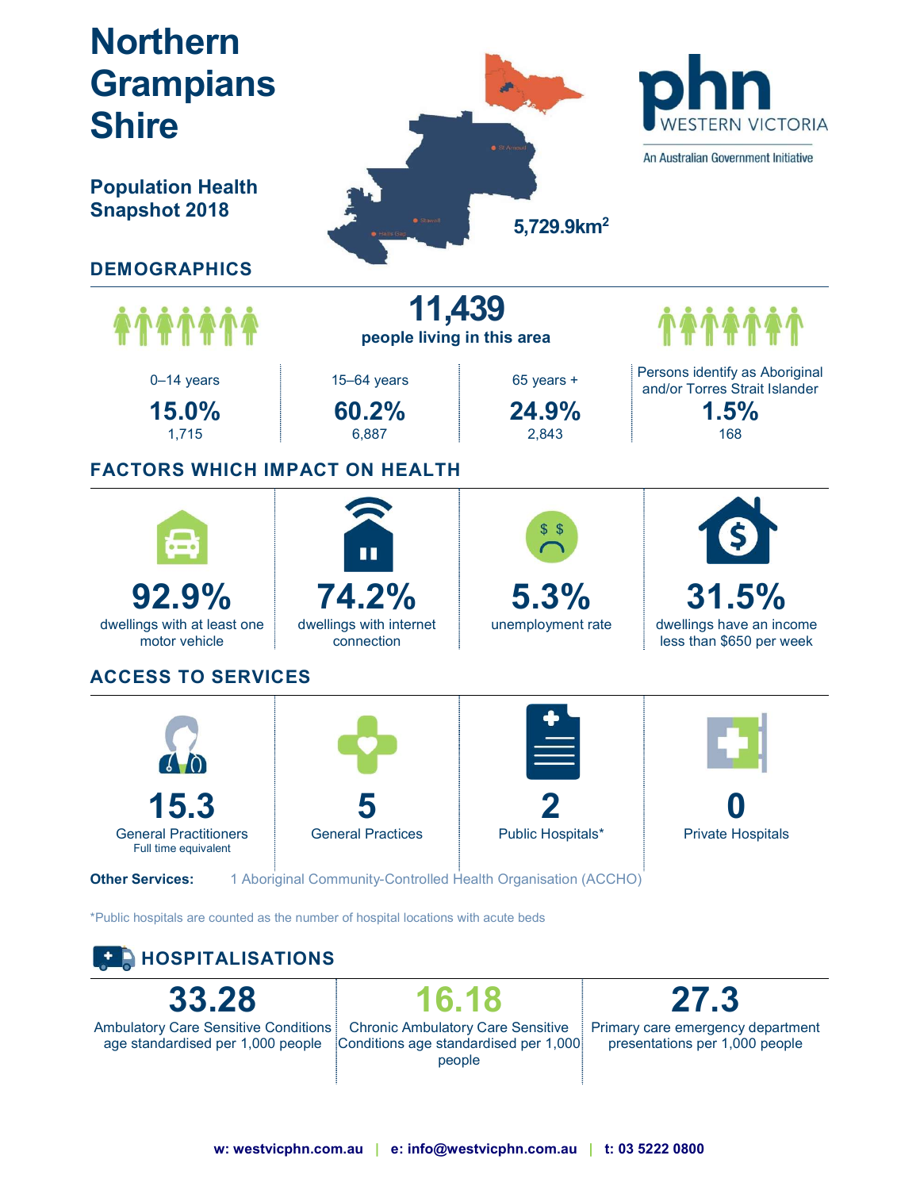# Northern Grampians Shire

## Population Health Snapshot 2018

5,729.9km$^2$

phn WESTERN VICTORIA

An Australian Government Initiative

## DEMOGRAPHICS

**11,439**
people living in this area

| 0–14 years | 15–64 years | 65 years + | Persons identify as Aboriginal and/or Torres Strait Islander |
|---|---|---|---|
| **15.0%** | **60.2%** | **24.9%** | **1.5%** |
| 1,715 | 6,887 | 2,843 | 168 |

## FACTORS WHICH IMPACT ON HEALTH

| | | | |
|---|---|---|---|
| **92.9%** | **74.2%** | **5.3%** | **31.5%** |
| dwellings with at least one motor vehicle | dwellings with internet connection | unemployment rate | dwellings have an income less than $650 per week |

## ACCESS TO SERVICES

| | | | |
|---|---|---|---|
| **15.3** | **5** | **2** | **0** |
| General Practitioners Full time equivalent | General Practices | Public Hospitals* | Private Hospitals |

**Other Services:** 1 Aboriginal Community-Controlled Health Organisation (ACCHO)

*Public hospitals are counted as the number of hospital locations with acute beds

## HOSPITALISATIONS

| | | |
|---|---|---|
| **33.28** | **16.18** | **27.3** |
| Ambulatory Care Sensitive Conditions age standardised per 1,000 people | Chronic Ambulatory Care Sensitive Conditions age standardised per 1,000 people | Primary care emergency department presentations per 1,000 people |

**w: westvicphn.com.au** | **e: info@westvicphn.com.au** | **t: 03 5222 0800**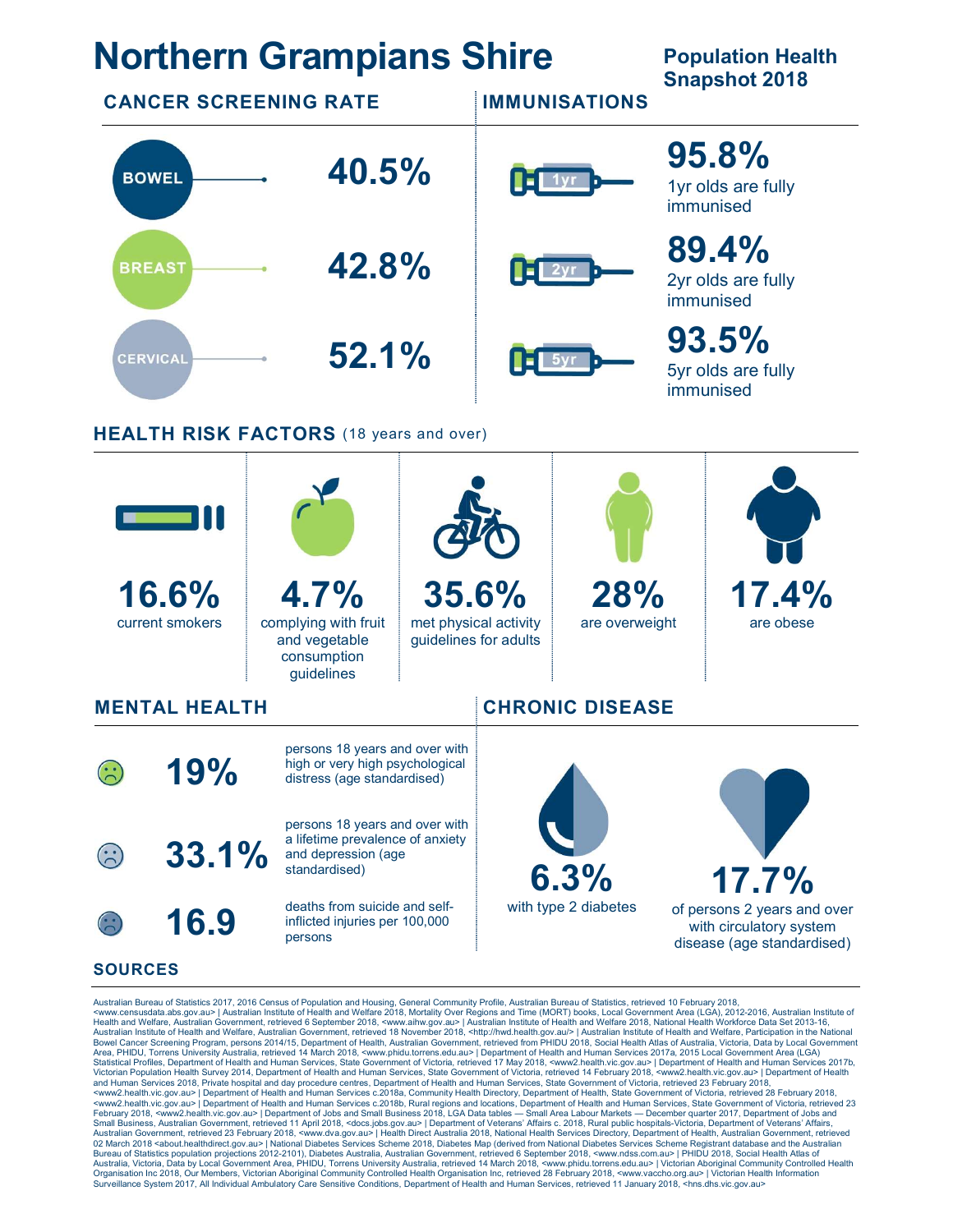# Northern Grampians Shire

**Population Health Snapshot 2018**

## CANCER SCREENING RATE

BOWEL 40.5%

BREAST 42.8%

CERVICAL 52.1%

## IMMUNISATIONS

**95.8%** 1yr olds are fully immunised

**89.4%** 2yr olds are fully immunised

**93.5%** 5yr olds are fully immunised

## HEALTH RISK FACTORS (18 years and over)

**16.6%** current smokers

**4.7%** complying with fruit and vegetable consumption guidelines

**35.6%** met physical activity guidelines for adults

**28%** are overweight

**17.4%** are obese

## MENTAL HEALTH

**19%** persons 18 years and over with high or very high psychological distress (age standardised)

**33.1%** persons 18 years and over with a lifetime prevalence of anxiety and depression (age standardised)

**16.9** deaths from suicide and self-inflicted injuries per 100,000 persons

## CHRONIC DISEASE

**6.3%** with type 2 diabetes

**17.7%** of persons 2 years and over with circulatory system disease (age standardised)

## SOURCES

Australian Bureau of Statistics 2017, 2016 Census of Population and Housing, General Community Profile, Australian Bureau of Statistics, retrieved 10 February 2018, <www.censusdata.abs.gov.au> | Australian Institute of Health and Welfare 2018, Mortality Over Regions and Time (MORT) books, Local Government Area (LGA), 2012-2016, Australian Institute of Health and Welfare, Australian Government, retrieved 6 September 2018, <www.aihw.gov.au> | Australian Institute of Health and Welfare 2018, National Health Workforce Data Set 2013-16, Australian Institute of Health and Welfare, Australian Government, retrieved 18 November 2018, <http://hwd.health.gov.au/> | Australian Institute of Health and Welfare, Participation in the National Bowel Cancer Screening Program, persons 2014/15, Department of Health, Australian Government, retrieved from PHIDU 2018, Social Health Atlas of Australia, Victoria, Data by Local Government Area, PHIDU, Torrens University Australia, retrieved 14 March 2018, <www.phidu.torrens.edu.au> | Department of Health and Human Services 2017a, 2015 Local Government Area (LGA) Statistical Profiles, Department of Health and Human Services, State Government of Victoria, retrieved 17 May 2018, <www2.health.vic.gov.au> | Department of Health and Human Services 2017b, Victorian Population Health Survey 2014, Department of Health and Human Services, State Government of Victoria, retrieved 14 February 2018, <www2.health.vic.gov.au> | Department of Health and Human Services 2018, Private hospital and day procedure centres, Department of Health and Human Services, State Government of Victoria, retrieved 23 February 2018, <www2.health.vic.gov.au> | Department of Health and Human Services c.2018a, Community Health Directory, Department of Health, State Government of Victoria, retrieved 28 February 2018, <www2.health.vic.gov.au> | Department of Health and Human Services c.2018b, Rural regions and locations, Department of Health and Human Services, State Government of Victoria, retrieved 23 February 2018, <www2.health.vic.gov.au> | Department of Jobs and Small Business 2018, LGA Data tables — Small Area Labour Markets — December quarter 2017, Department of Jobs and Small Business, Australian Government, retrieved 11 April 2018, <docs.jobs.gov.au> | Department of Veterans' Affairs c. 2018, Rural public hospitals-Victoria, Department of Veterans' Affairs, Australian Government, retrieved 23 February 2018, <www.dva.gov.au> | Health Direct Australia 2018, National Health Services Directory, Department of Health, Australian Government, retrieved 02 March 2018 <about.healthdirect.gov.au> | National Diabetes Services Scheme 2018, Diabetes Map (derived from National Diabetes Services Scheme Registrant database and the Australian Bureau of Statistics population projections 2012-2101), Diabetes Australia, Australian Government, retrieved 6 September 2018, <www.ndss.com.au> | PHIDU 2018, Social Health Atlas of Australia, Victoria, Data by Local Government Area, PHIDU, Torrens University Australia, retrieved 14 March 2018, <www.phidu.torrens.edu.au> | Victorian Aboriginal Community Controlled Health Organisation Inc 2018, Our Members, Victorian Aboriginal Community Controlled Health Organisation Inc, retrieved 28 February 2018, <www.vaccho.org.au> | Victorian Health Information Surveillance System 2017, All Individual Ambulatory Care Sensitive Conditions, Department of Health and Human Services, retrieved 11 January 2018, <hns.dhs.vic.gov.au>